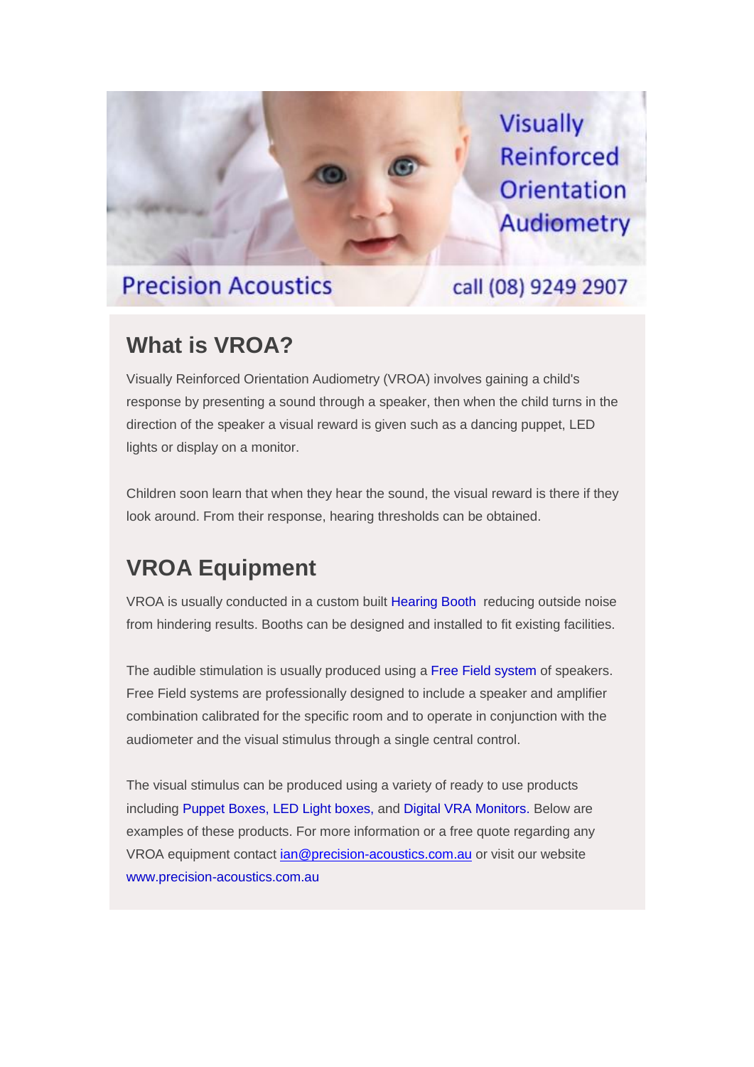Visually Reinforced Orientation Audiometry

Precision Acoustics

call (08) 9249 2907

## What is VROA?

Visually Reinforced Orientation Audiometry (VROA) involves gaining a child's response by presenting a sound through a speaker, then when the child turns in the direction of the speaker a visual reward is given such as a dancing puppet, LED lights or display on a monitor.

Children soon learn that when they hear the sound, the visual reward is there if they look around. From their response, hearing thresholds can be obtained.

## VROA Equipment

VROA is usually conducted in a custom built Hearing Booth reducing outside noise from hindering results. Booths can be designed and installed to fit existing facilities.

The audible stimulation is usually produced using a Free Field system of speakers. Free Field systems are professionally designed to include a speaker and amplifier combination calibrated for the specific room and to operate in conjunction with the audiometer and the visual stimulus through a single central control.

The visual stimulus can be produced using a variety of ready to use products including Puppet Boxes, LED Light boxes, and Digital VRA Monitors. Below are examples of these products. For more information or a free quote regarding any VROA equipment contact ian@precision-acoustics.com.au or visit our website www.precision-acoustics.com.au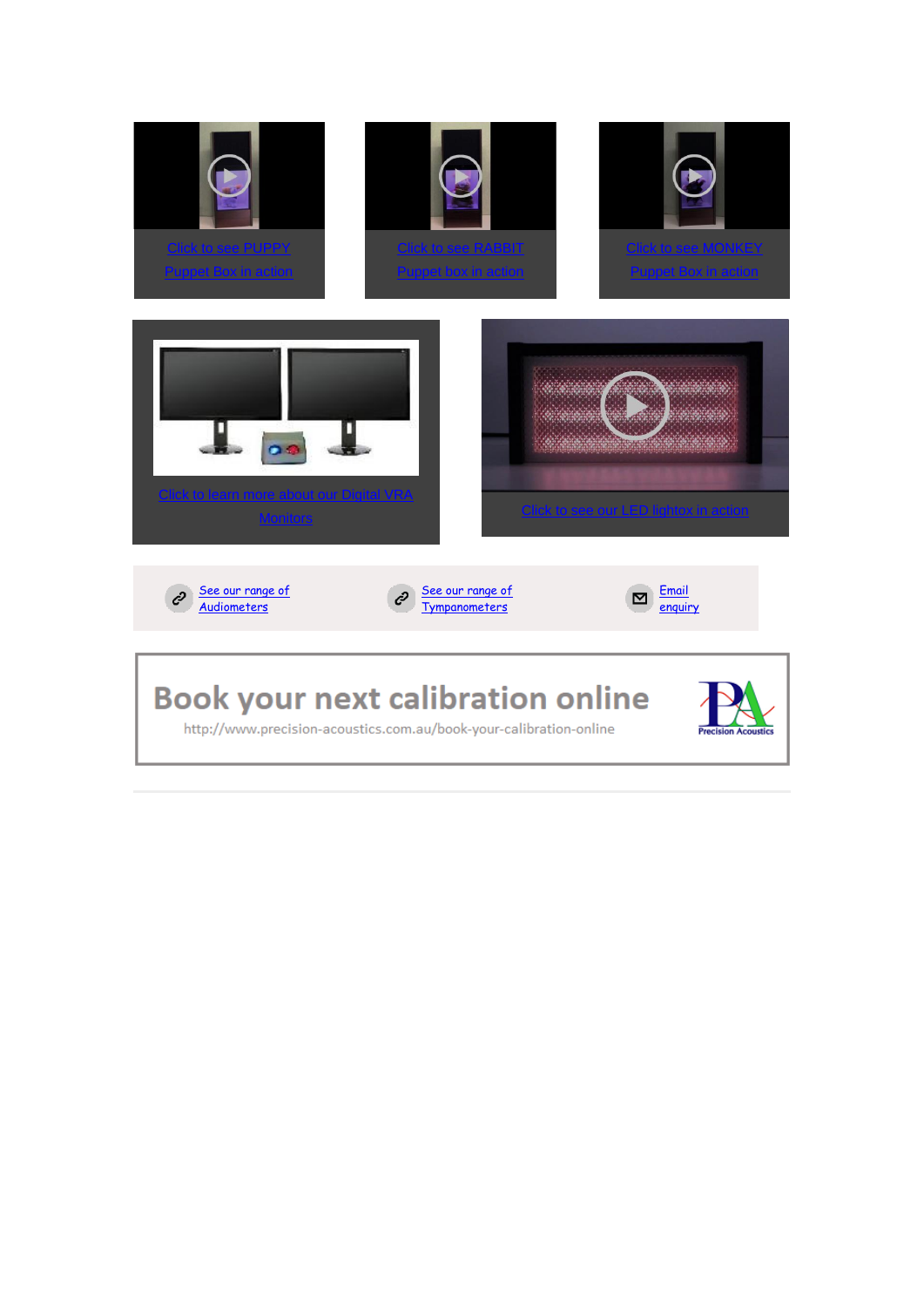Click to see PUPPY Puppet Box in action

Click to see RABBIT Puppet box in action

Click to see MONKEY Puppet Box in action

Click to learn more about our Digital VRA Monitors

Click to see our LED lightox in action

See our range of Audiometers

See our range of Tympanometers

Email enquiry

**Book your next calibration online**

http://www.precision-acoustics.com.au/book-your-calibration-online

Precision Acoustics